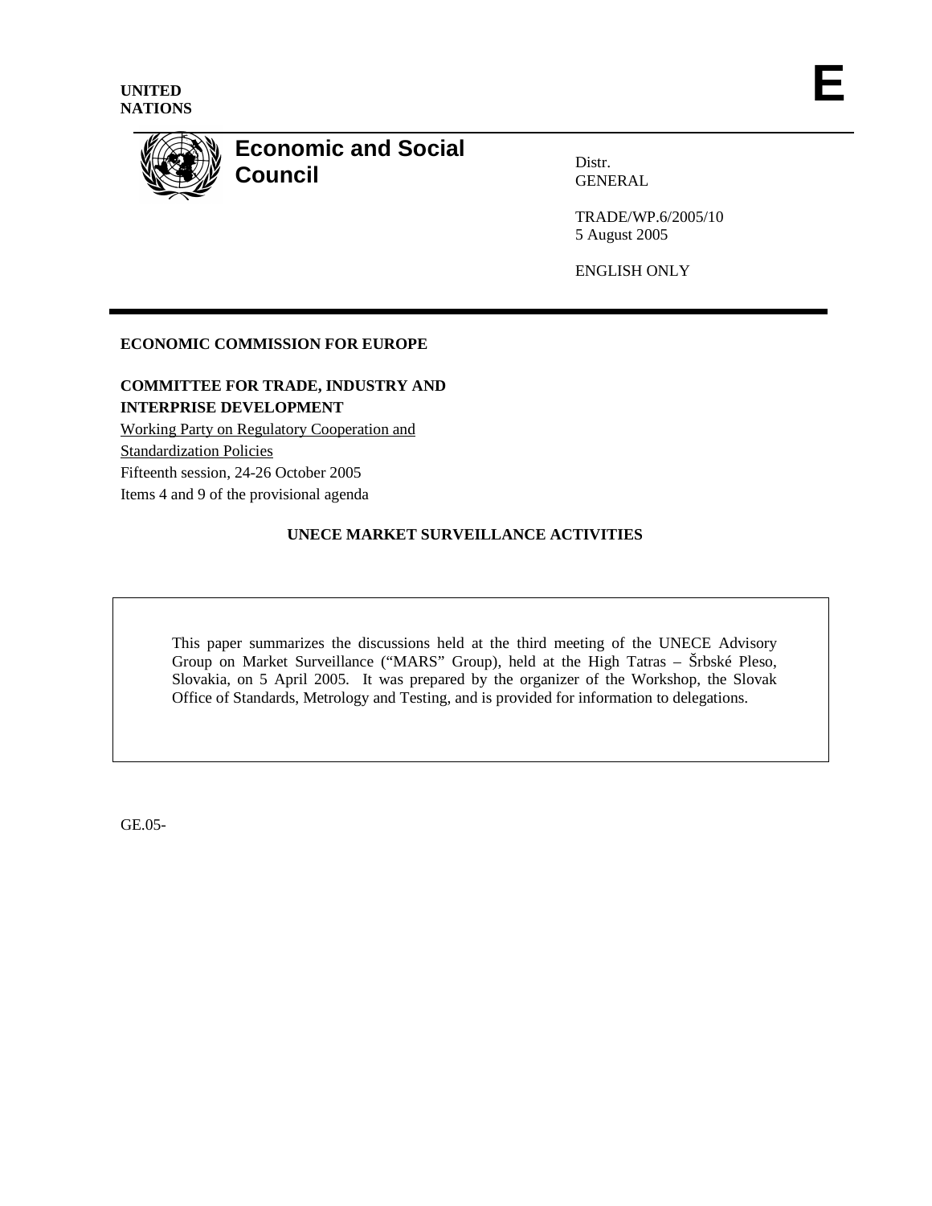UNITED NATIONS

**E**

# Economic and Social Council

Distr.
GENERAL

TRADE/WP.6/2005/10
5 August 2005

ENGLISH ONLY

**ECONOMIC COMMISSION FOR EUROPE**

**COMMITTEE FOR TRADE, INDUSTRY AND INTERPRISE DEVELOPMENT**

Working Party on Regulatory Cooperation and Standardization Policies
Fifteenth session, 24-26 October 2005
Items 4 and 9 of the provisional agenda

## UNECE MARKET SURVEILLANCE ACTIVITIES

This paper summarizes the discussions held at the third meeting of the UNECE Advisory Group on Market Surveillance ("MARS" Group), held at the High Tatras – Šrbské Pleso, Slovakia, on 5 April 2005. It was prepared by the organizer of the Workshop, the Slovak Office of Standards, Metrology and Testing, and is provided for information to delegations.

GE.05-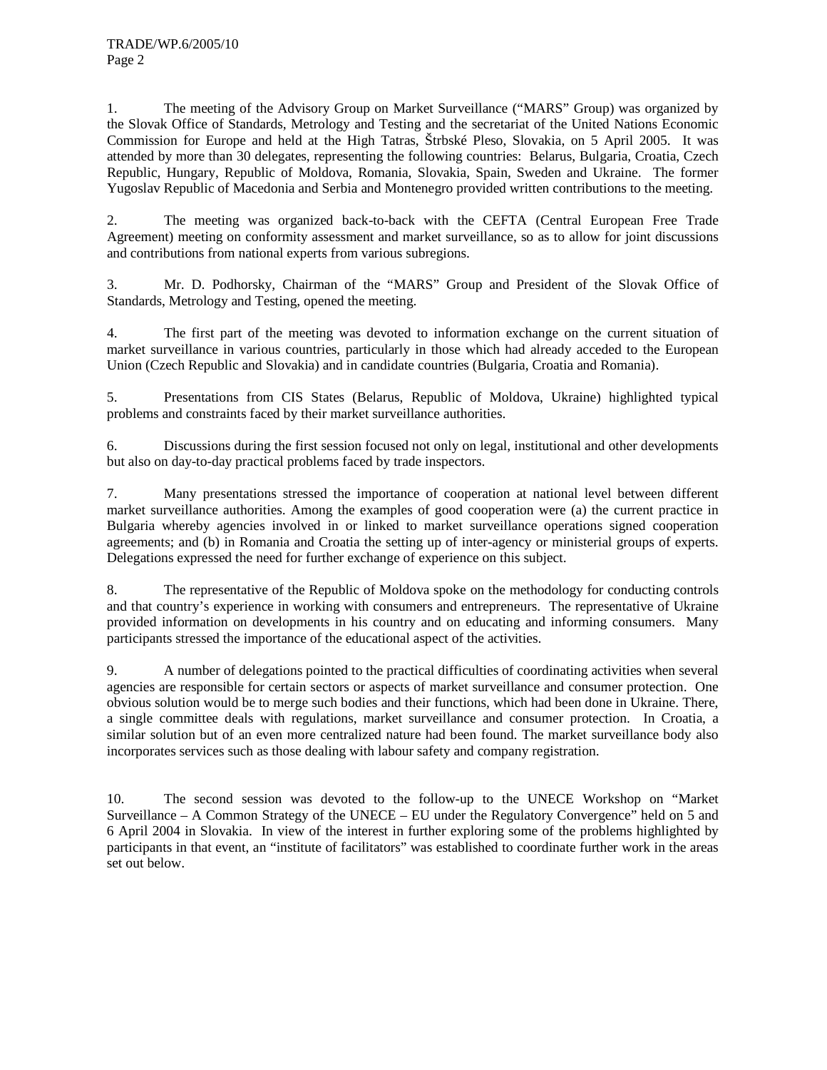1. The meeting of the Advisory Group on Market Surveillance ("MARS" Group) was organized by the Slovak Office of Standards, Metrology and Testing and the secretariat of the United Nations Economic Commission for Europe and held at the High Tatras, Štrbské Pleso, Slovakia, on 5 April 2005. It was attended by more than 30 delegates, representing the following countries: Belarus, Bulgaria, Croatia, Czech Republic, Hungary, Republic of Moldova, Romania, Slovakia, Spain, Sweden and Ukraine. The former Yugoslav Republic of Macedonia and Serbia and Montenegro provided written contributions to the meeting.

2. The meeting was organized back-to-back with the CEFTA (Central European Free Trade Agreement) meeting on conformity assessment and market surveillance, so as to allow for joint discussions and contributions from national experts from various subregions.

3. Mr. D. Podhorsky, Chairman of the "MARS" Group and President of the Slovak Office of Standards, Metrology and Testing, opened the meeting.

4. The first part of the meeting was devoted to information exchange on the current situation of market surveillance in various countries, particularly in those which had already acceded to the European Union (Czech Republic and Slovakia) and in candidate countries (Bulgaria, Croatia and Romania).

5. Presentations from CIS States (Belarus, Republic of Moldova, Ukraine) highlighted typical problems and constraints faced by their market surveillance authorities.

6. Discussions during the first session focused not only on legal, institutional and other developments but also on day-to-day practical problems faced by trade inspectors.

7. Many presentations stressed the importance of cooperation at national level between different market surveillance authorities. Among the examples of good cooperation were (a) the current practice in Bulgaria whereby agencies involved in or linked to market surveillance operations signed cooperation agreements; and (b) in Romania and Croatia the setting up of inter-agency or ministerial groups of experts. Delegations expressed the need for further exchange of experience on this subject.

8. The representative of the Republic of Moldova spoke on the methodology for conducting controls and that country's experience in working with consumers and entrepreneurs. The representative of Ukraine provided information on developments in his country and on educating and informing consumers. Many participants stressed the importance of the educational aspect of the activities.

9. A number of delegations pointed to the practical difficulties of coordinating activities when several agencies are responsible for certain sectors or aspects of market surveillance and consumer protection. One obvious solution would be to merge such bodies and their functions, which had been done in Ukraine. There, a single committee deals with regulations, market surveillance and consumer protection. In Croatia, a similar solution but of an even more centralized nature had been found. The market surveillance body also incorporates services such as those dealing with labour safety and company registration.

10. The second session was devoted to the follow-up to the UNECE Workshop on "Market Surveillance – A Common Strategy of the UNECE – EU under the Regulatory Convergence" held on 5 and 6 April 2004 in Slovakia. In view of the interest in further exploring some of the problems highlighted by participants in that event, an "institute of facilitators" was established to coordinate further work in the areas set out below.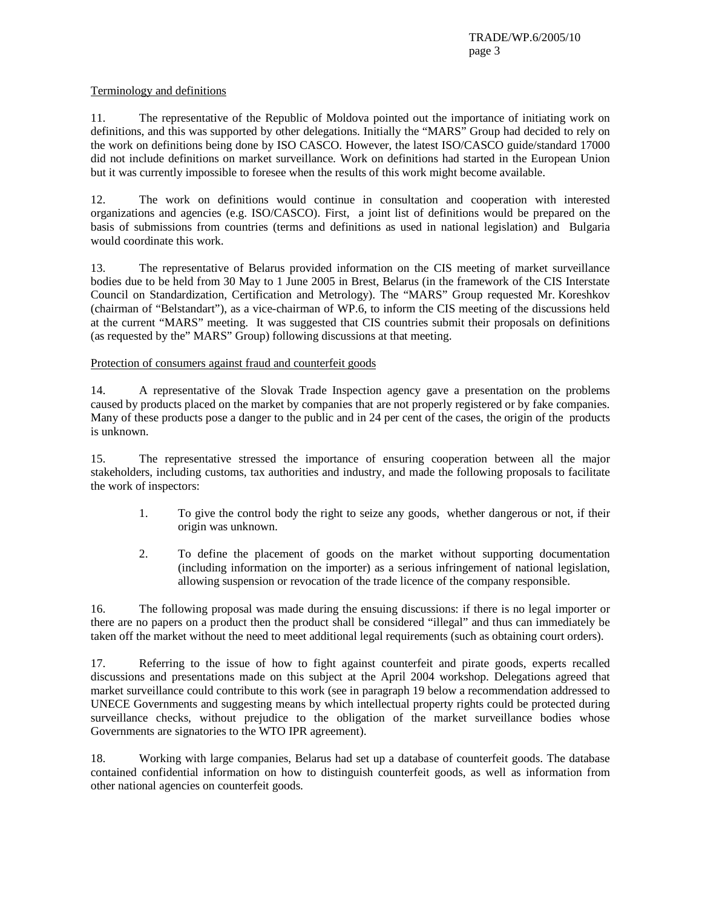Terminology and definitions

11. The representative of the Republic of Moldova pointed out the importance of initiating work on definitions, and this was supported by other delegations. Initially the "MARS" Group had decided to rely on the work on definitions being done by ISO CASCO. However, the latest ISO/CASCO guide/standard 17000 did not include definitions on market surveillance. Work on definitions had started in the European Union but it was currently impossible to foresee when the results of this work might become available.

12. The work on definitions would continue in consultation and cooperation with interested organizations and agencies (e.g. ISO/CASCO). First, a joint list of definitions would be prepared on the basis of submissions from countries (terms and definitions as used in national legislation) and Bulgaria would coordinate this work.

13. The representative of Belarus provided information on the CIS meeting of market surveillance bodies due to be held from 30 May to 1 June 2005 in Brest, Belarus (in the framework of the CIS Interstate Council on Standardization, Certification and Metrology). The "MARS" Group requested Mr. Koreshkov (chairman of "Belstandart"), as a vice-chairman of WP.6, to inform the CIS meeting of the discussions held at the current "MARS" meeting. It was suggested that CIS countries submit their proposals on definitions (as requested by the" MARS" Group) following discussions at that meeting.

Protection of consumers against fraud and counterfeit goods

14. A representative of the Slovak Trade Inspection agency gave a presentation on the problems caused by products placed on the market by companies that are not properly registered or by fake companies. Many of these products pose a danger to the public and in 24 per cent of the cases, the origin of the products is unknown.

15. The representative stressed the importance of ensuring cooperation between all the major stakeholders, including customs, tax authorities and industry, and made the following proposals to facilitate the work of inspectors:

1. To give the control body the right to seize any goods, whether dangerous or not, if their origin was unknown.

2. To define the placement of goods on the market without supporting documentation (including information on the importer) as a serious infringement of national legislation, allowing suspension or revocation of the trade licence of the company responsible.

16. The following proposal was made during the ensuing discussions: if there is no legal importer or there are no papers on a product then the product shall be considered "illegal" and thus can immediately be taken off the market without the need to meet additional legal requirements (such as obtaining court orders).

17. Referring to the issue of how to fight against counterfeit and pirate goods, experts recalled discussions and presentations made on this subject at the April 2004 workshop. Delegations agreed that market surveillance could contribute to this work (see in paragraph 19 below a recommendation addressed to UNECE Governments and suggesting means by which intellectual property rights could be protected during surveillance checks, without prejudice to the obligation of the market surveillance bodies whose Governments are signatories to the WTO IPR agreement).

18. Working with large companies, Belarus had set up a database of counterfeit goods. The database contained confidential information on how to distinguish counterfeit goods, as well as information from other national agencies on counterfeit goods.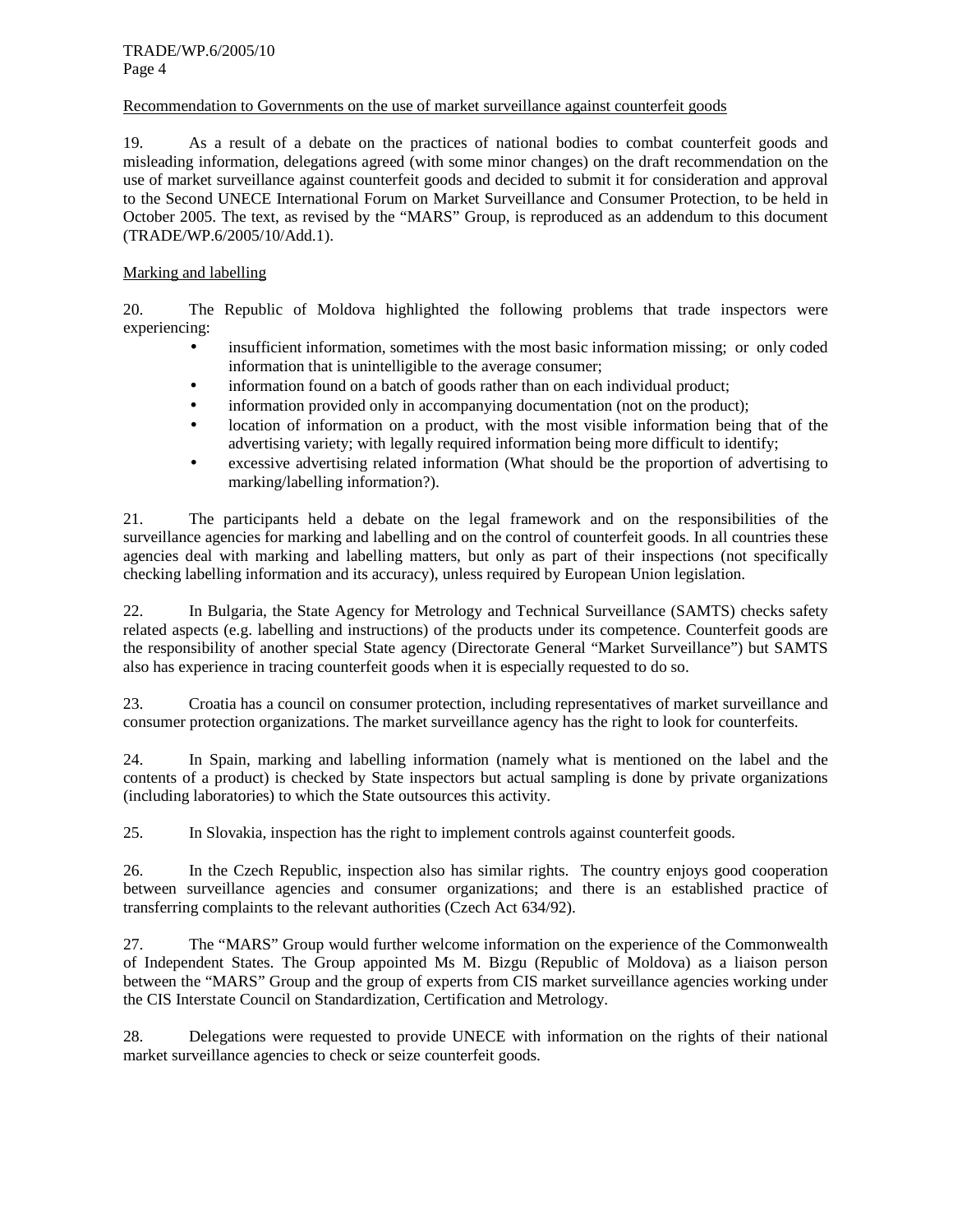Recommendation to Governments on the use of market surveillance against counterfeit goods

19. As a result of a debate on the practices of national bodies to combat counterfeit goods and misleading information, delegations agreed (with some minor changes) on the draft recommendation on the use of market surveillance against counterfeit goods and decided to submit it for consideration and approval to the Second UNECE International Forum on Market Surveillance and Consumer Protection, to be held in October 2005. The text, as revised by the "MARS" Group, is reproduced as an addendum to this document (TRADE/WP.6/2005/10/Add.1).

Marking and labelling

20. The Republic of Moldova highlighted the following problems that trade inspectors were experiencing:

- insufficient information, sometimes with the most basic information missing; or only coded information that is unintelligible to the average consumer;
- information found on a batch of goods rather than on each individual product;
- information provided only in accompanying documentation (not on the product);
- location of information on a product, with the most visible information being that of the advertising variety; with legally required information being more difficult to identify;
- excessive advertising related information (What should be the proportion of advertising to marking/labelling information?).

21. The participants held a debate on the legal framework and on the responsibilities of the surveillance agencies for marking and labelling and on the control of counterfeit goods. In all countries these agencies deal with marking and labelling matters, but only as part of their inspections (not specifically checking labelling information and its accuracy), unless required by European Union legislation.

22. In Bulgaria, the State Agency for Metrology and Technical Surveillance (SAMTS) checks safety related aspects (e.g. labelling and instructions) of the products under its competence. Counterfeit goods are the responsibility of another special State agency (Directorate General "Market Surveillance") but SAMTS also has experience in tracing counterfeit goods when it is especially requested to do so.

23. Croatia has a council on consumer protection, including representatives of market surveillance and consumer protection organizations. The market surveillance agency has the right to look for counterfeits.

24. In Spain, marking and labelling information (namely what is mentioned on the label and the contents of a product) is checked by State inspectors but actual sampling is done by private organizations (including laboratories) to which the State outsources this activity.

25. In Slovakia, inspection has the right to implement controls against counterfeit goods.

26. In the Czech Republic, inspection also has similar rights. The country enjoys good cooperation between surveillance agencies and consumer organizations; and there is an established practice of transferring complaints to the relevant authorities (Czech Act 634/92).

27. The "MARS" Group would further welcome information on the experience of the Commonwealth of Independent States. The Group appointed Ms M. Bizgu (Republic of Moldova) as a liaison person between the "MARS" Group and the group of experts from CIS market surveillance agencies working under the CIS Interstate Council on Standardization, Certification and Metrology.

28. Delegations were requested to provide UNECE with information on the rights of their national market surveillance agencies to check or seize counterfeit goods.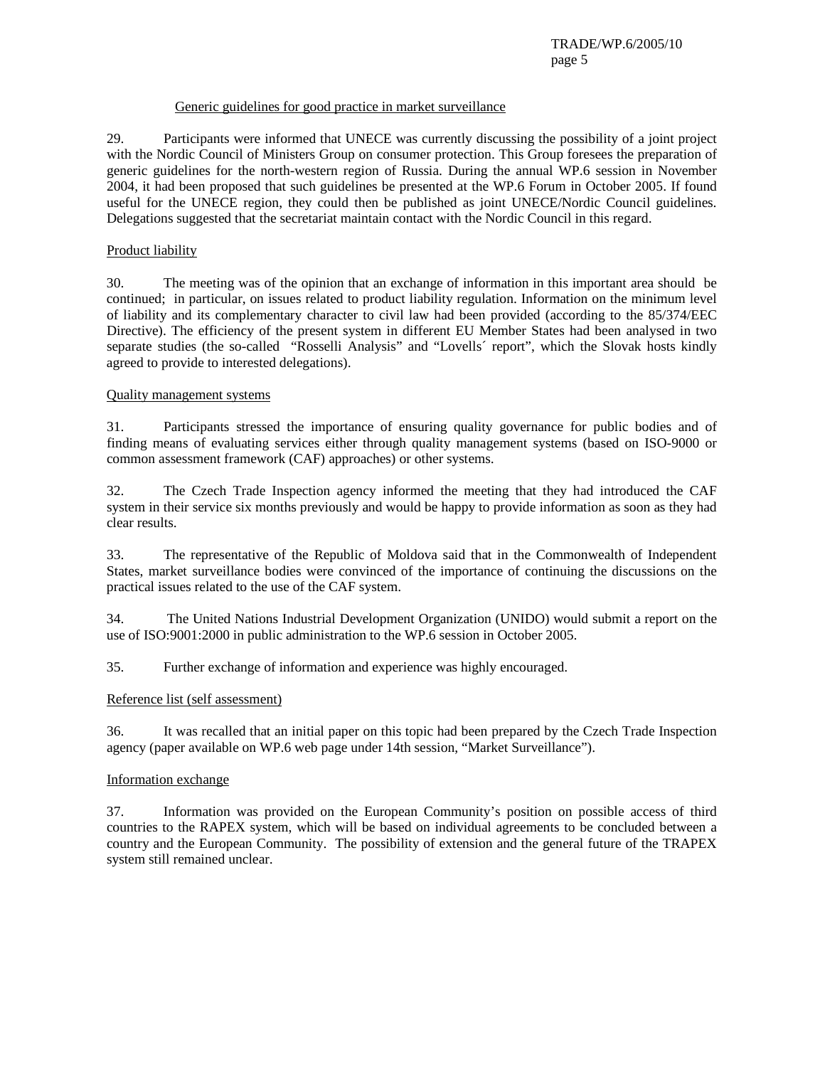Generic guidelines for good practice in market surveillance

29. Participants were informed that UNECE was currently discussing the possibility of a joint project with the Nordic Council of Ministers Group on consumer protection. This Group foresees the preparation of generic guidelines for the north-western region of Russia. During the annual WP.6 session in November 2004, it had been proposed that such guidelines be presented at the WP.6 Forum in October 2005. If found useful for the UNECE region, they could then be published as joint UNECE/Nordic Council guidelines. Delegations suggested that the secretariat maintain contact with the Nordic Council in this regard.

Product liability

30. The meeting was of the opinion that an exchange of information in this important area should be continued; in particular, on issues related to product liability regulation. Information on the minimum level of liability and its complementary character to civil law had been provided (according to the 85/374/EEC Directive). The efficiency of the present system in different EU Member States had been analysed in two separate studies (the so-called "Rosselli Analysis" and "Lovells´ report", which the Slovak hosts kindly agreed to provide to interested delegations).

Quality management systems

31. Participants stressed the importance of ensuring quality governance for public bodies and of finding means of evaluating services either through quality management systems (based on ISO-9000 or common assessment framework (CAF) approaches) or other systems.

32. The Czech Trade Inspection agency informed the meeting that they had introduced the CAF system in their service six months previously and would be happy to provide information as soon as they had clear results.

33. The representative of the Republic of Moldova said that in the Commonwealth of Independent States, market surveillance bodies were convinced of the importance of continuing the discussions on the practical issues related to the use of the CAF system.

34. The United Nations Industrial Development Organization (UNIDO) would submit a report on the use of ISO:9001:2000 in public administration to the WP.6 session in October 2005.

35. Further exchange of information and experience was highly encouraged.

Reference list (self assessment)

36. It was recalled that an initial paper on this topic had been prepared by the Czech Trade Inspection agency (paper available on WP.6 web page under 14th session, "Market Surveillance").

Information exchange

37. Information was provided on the European Community's position on possible access of third countries to the RAPEX system, which will be based on individual agreements to be concluded between a country and the European Community. The possibility of extension and the general future of the TRAPEX system still remained unclear.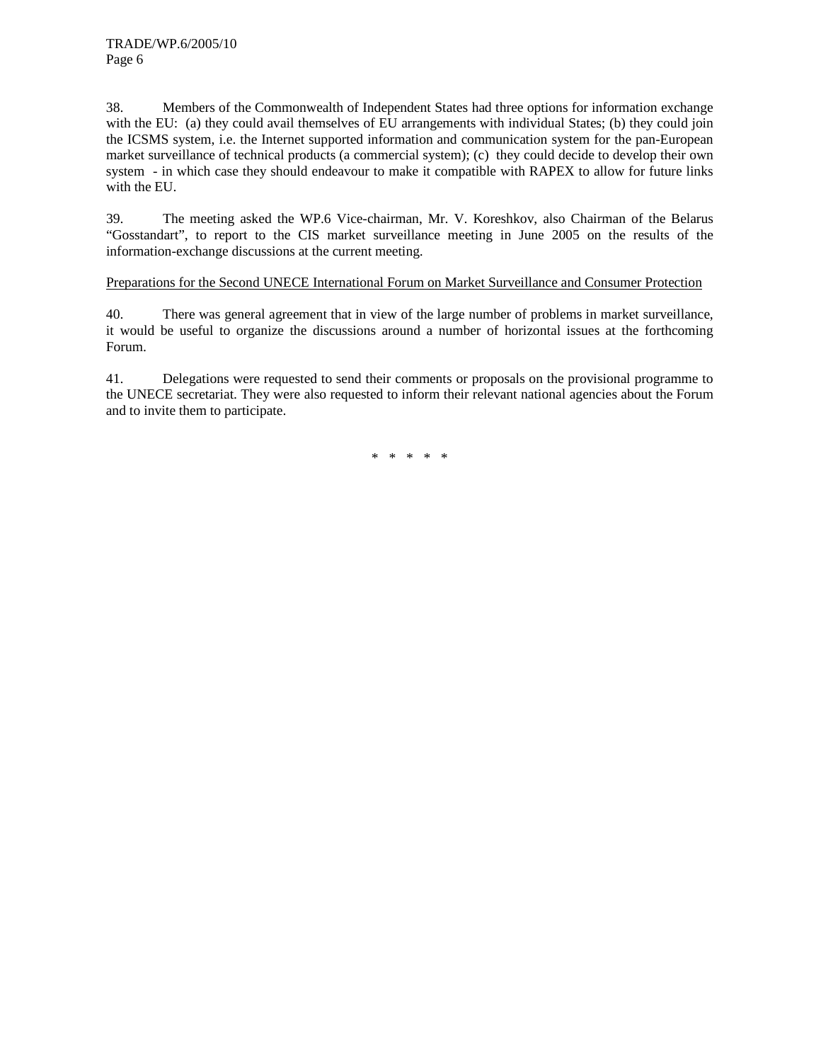38. Members of the Commonwealth of Independent States had three options for information exchange with the EU: (a) they could avail themselves of EU arrangements with individual States; (b) they could join the ICSMS system, i.e. the Internet supported information and communication system for the pan-European market surveillance of technical products (a commercial system); (c) they could decide to develop their own system - in which case they should endeavour to make it compatible with RAPEX to allow for future links with the EU.

39. The meeting asked the WP.6 Vice-chairman, Mr. V. Koreshkov, also Chairman of the Belarus "Gosstandart", to report to the CIS market surveillance meeting in June 2005 on the results of the information-exchange discussions at the current meeting.

Preparations for the Second UNECE International Forum on Market Surveillance and Consumer Protection

40. There was general agreement that in view of the large number of problems in market surveillance, it would be useful to organize the discussions around a number of horizontal issues at the forthcoming Forum.

41. Delegations were requested to send their comments or proposals on the provisional programme to the UNECE secretariat. They were also requested to inform their relevant national agencies about the Forum and to invite them to participate.

\* \* \* \* \*